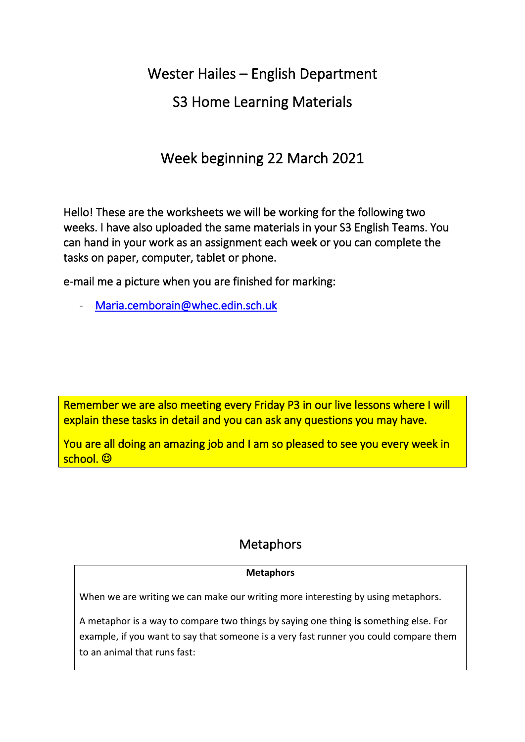# Wester Hailes – English Department

## S3 Home Learning Materials

## Week beginning 22 March 2021

Hello! These are the worksheets we will be working for the following two weeks. I have also uploaded the same materials in your S3 English Teams. You can hand in your work as an assignment each week or you can complete the tasks on paper, computer, tablet or phone.

e-mail me a picture when you are finished for marking:

- Maria.cemborain@whec.edin.sch.uk

Remember we are also meeting every Friday P3 in our live lessons where I will explain these tasks in detail and you can ask any questions you may have.

You are all doing an amazing job and I am so pleased to see you every week in school. ☺

## Metaphors

**Metaphors**

When we are writing we can make our writing more interesting by using metaphors.

A metaphor is a way to compare two things by saying one thing **is** something else. For example, if you want to say that someone is a very fast runner you could compare them to an animal that runs fast: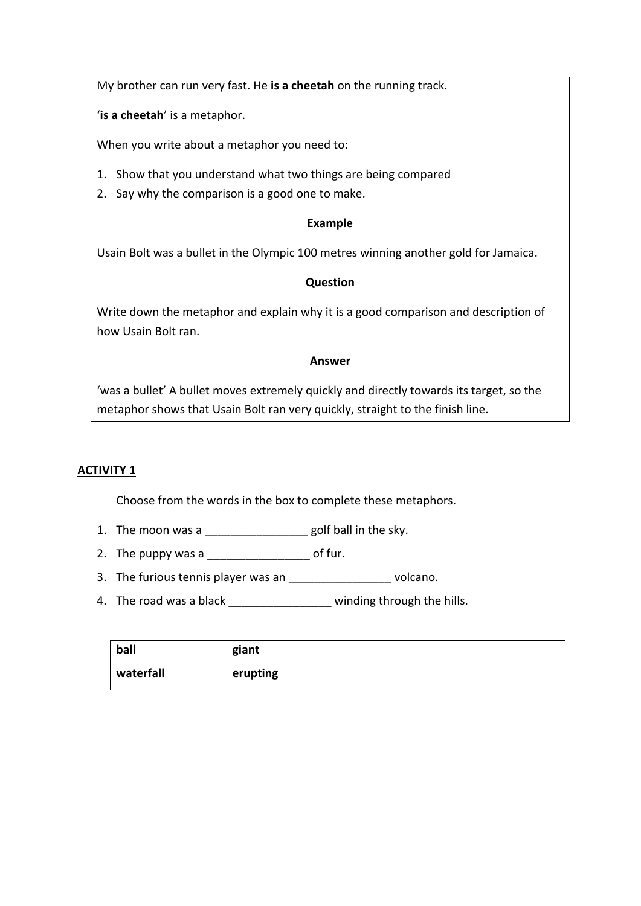My brother can run very fast. He **is a cheetah** on the running track.

'**is a cheetah**' is a metaphor.

When you write about a metaphor you need to:

1. Show that you understand what two things are being compared
2. Say why the comparison is a good one to make.

**Example**

Usain Bolt was a bullet in the Olympic 100 metres winning another gold for Jamaica.

**Question**

Write down the metaphor and explain why it is a good comparison and description of how Usain Bolt ran.

**Answer**

'was a bullet' A bullet moves extremely quickly and directly towards its target, so the metaphor shows that Usain Bolt ran very quickly, straight to the finish line.

**ACTIVITY 1**

Choose from the words in the box to complete these metaphors.

1. The moon was a ________________ golf ball in the sky.
2. The puppy was a ________________ of fur.
3. The furious tennis player was an ________________ volcano.
4. The road was a black ________________ winding through the hills.

| | |
|---|---|
| **ball** | **giant** |
| **waterfall** | **erupting** |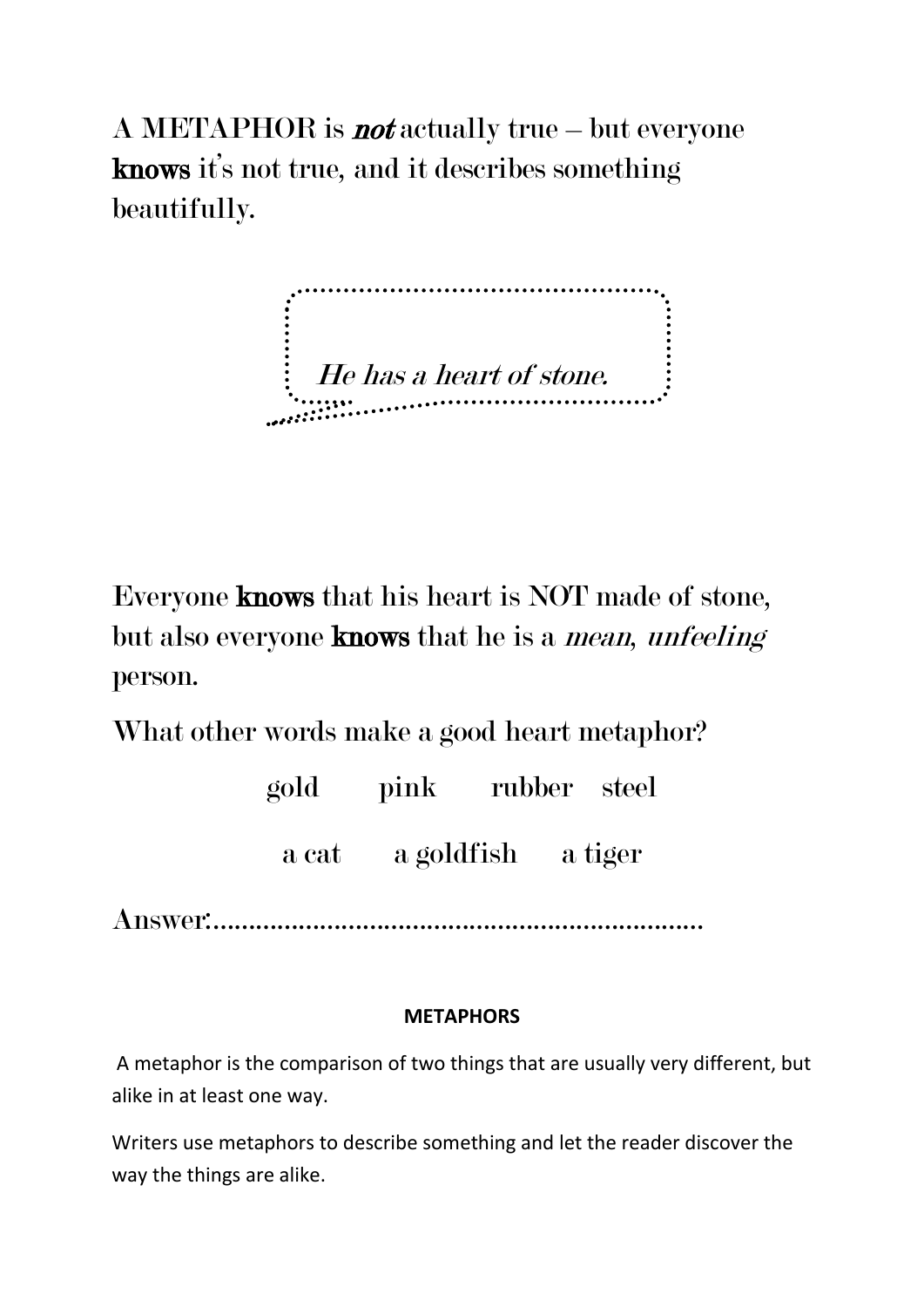A METAPHOR is ***not*** actually true – but everyone **knows** it's not true, and it describes something beautifully.

*He has a heart of stone.*

Everyone **knows** that his heart is NOT made of stone, but also everyone **knows** that he is a *mean, unfeeling* person.

What other words make a good heart metaphor?

gold pink rubber steel

a cat a goldfish a tiger

Answer:.....................................................................

**METAPHORS**

A metaphor is the comparison of two things that are usually very different, but alike in at least one way.

Writers use metaphors to describe something and let the reader discover the way the things are alike.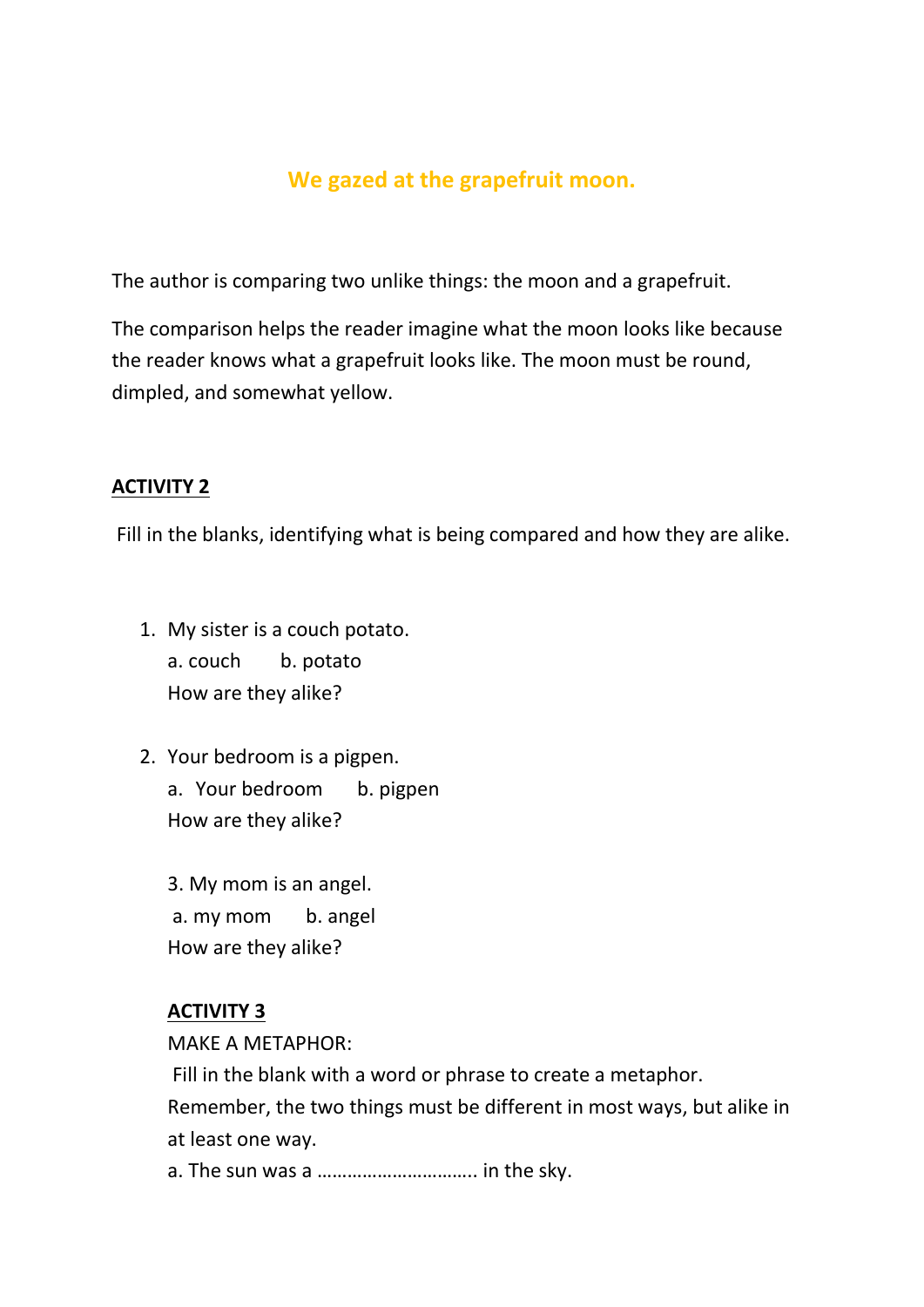**We gazed at the grapefruit moon.**

The author is comparing two unlike things: the moon and a grapefruit.

The comparison helps the reader imagine what the moon looks like because the reader knows what a grapefruit looks like. The moon must be round, dimpled, and somewhat yellow.

## ACTIVITY 2

Fill in the blanks, identifying what is being compared and how they are alike.

1. My sister is a couch potato.
   a. couch      b. potato
   How are they alike?

2. Your bedroom is a pigpen.
   a. Your bedroom      b. pigpen
   How are they alike?

3. My mom is an angel.
   a. my mom      b. angel
   How are they alike?

## ACTIVITY 3

MAKE A METAPHOR:

Fill in the blank with a word or phrase to create a metaphor.
Remember, the two things must be different in most ways, but alike in at least one way.

a. The sun was a ………………………….. in the sky.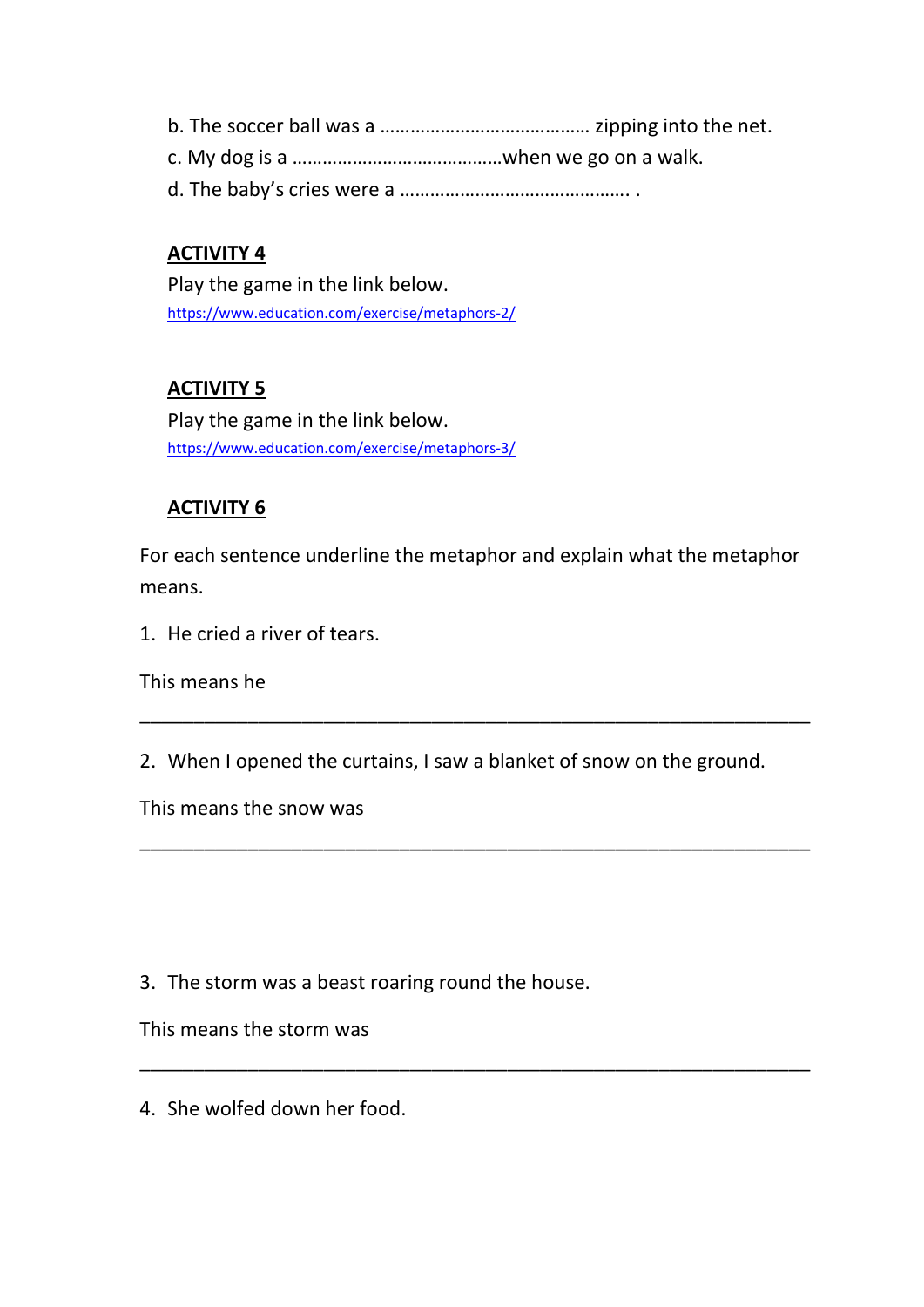b. The soccer ball was a …………………………………… zipping into the net.

c. My dog is a ……………………………………when we go on a walk.

d. The baby's cries were a ………………………………………. .

## ACTIVITY 4

Play the game in the link below.

https://www.education.com/exercise/metaphors-2/

## ACTIVITY 5

Play the game in the link below.

https://www.education.com/exercise/metaphors-3/

## ACTIVITY 6

For each sentence underline the metaphor and explain what the metaphor means.

1. He cried a river of tears.

This means he

_______________________________________________________________

2. When I opened the curtains, I saw a blanket of snow on the ground.

This means the snow was

_______________________________________________________________

3. The storm was a beast roaring round the house.

This means the storm was

_______________________________________________________________

4. She wolfed down her food.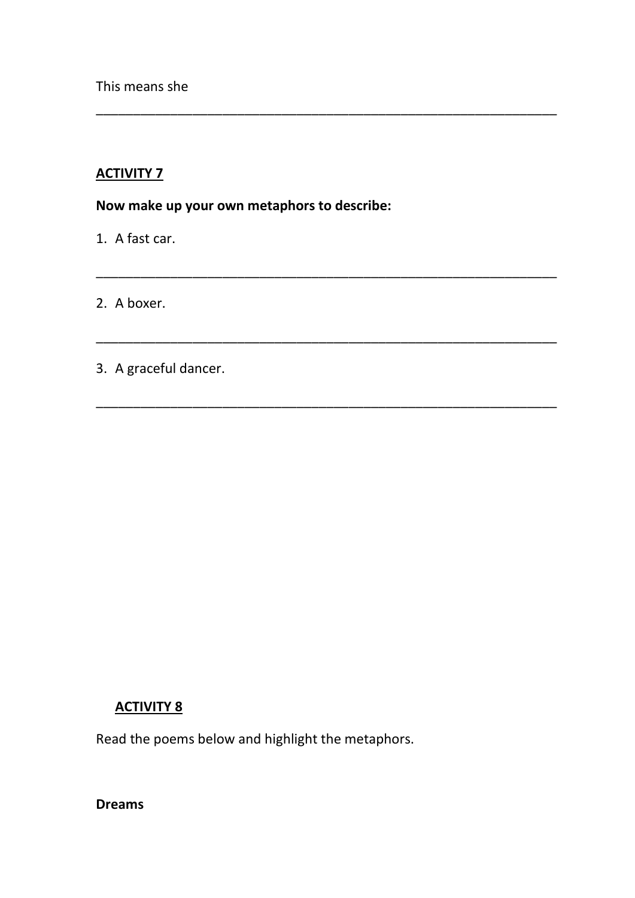This means she

_______________________________________________________________

**ACTIVITY 7**

**Now make up your own metaphors to describe:**

1. A fast car.

_______________________________________________________________

2. A boxer.

_______________________________________________________________

3. A graceful dancer.

_______________________________________________________________

**ACTIVITY 8**

Read the poems below and highlight the metaphors.

**Dreams**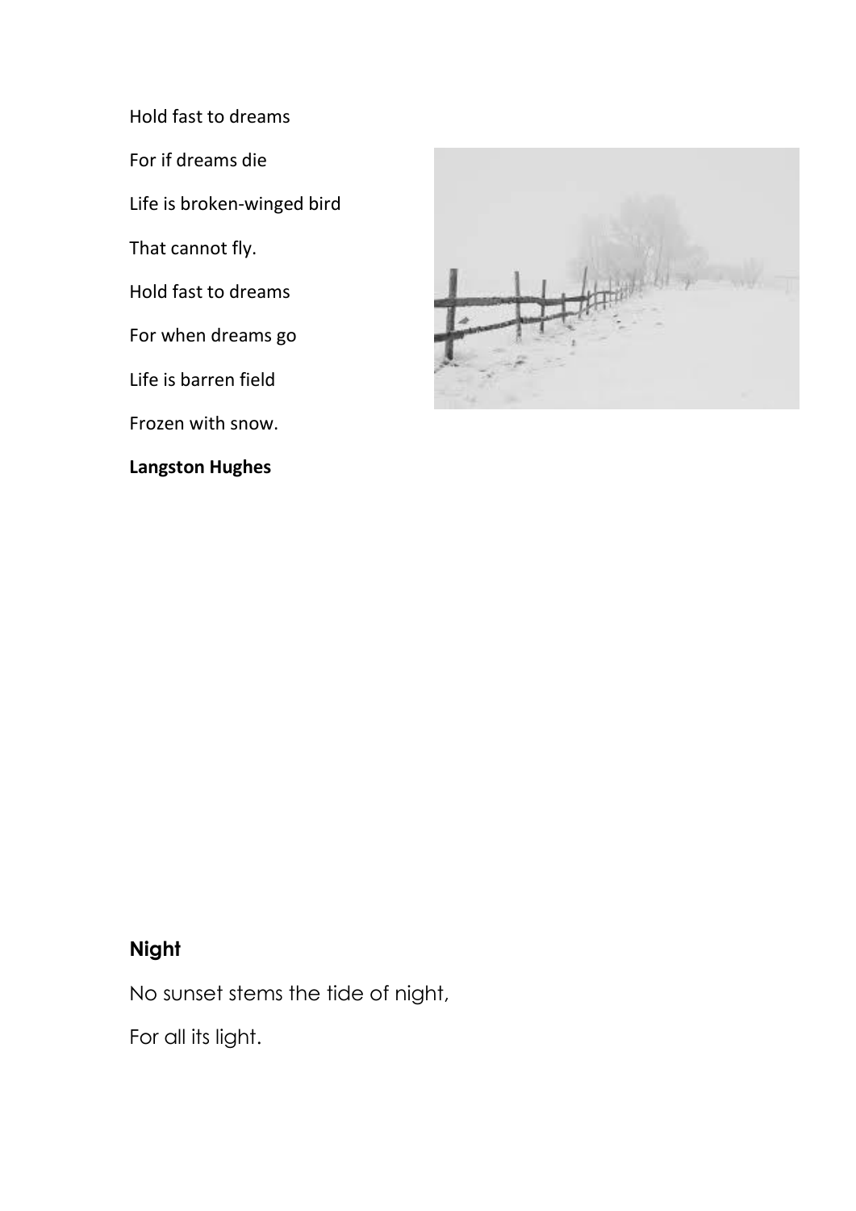Hold fast to dreams

For if dreams die

Life is broken-winged bird

That cannot fly.

Hold fast to dreams

For when dreams go

Life is barren field

Frozen with snow.

**Langston Hughes**

**Night**

No sunset stems the tide of night,

For all its light.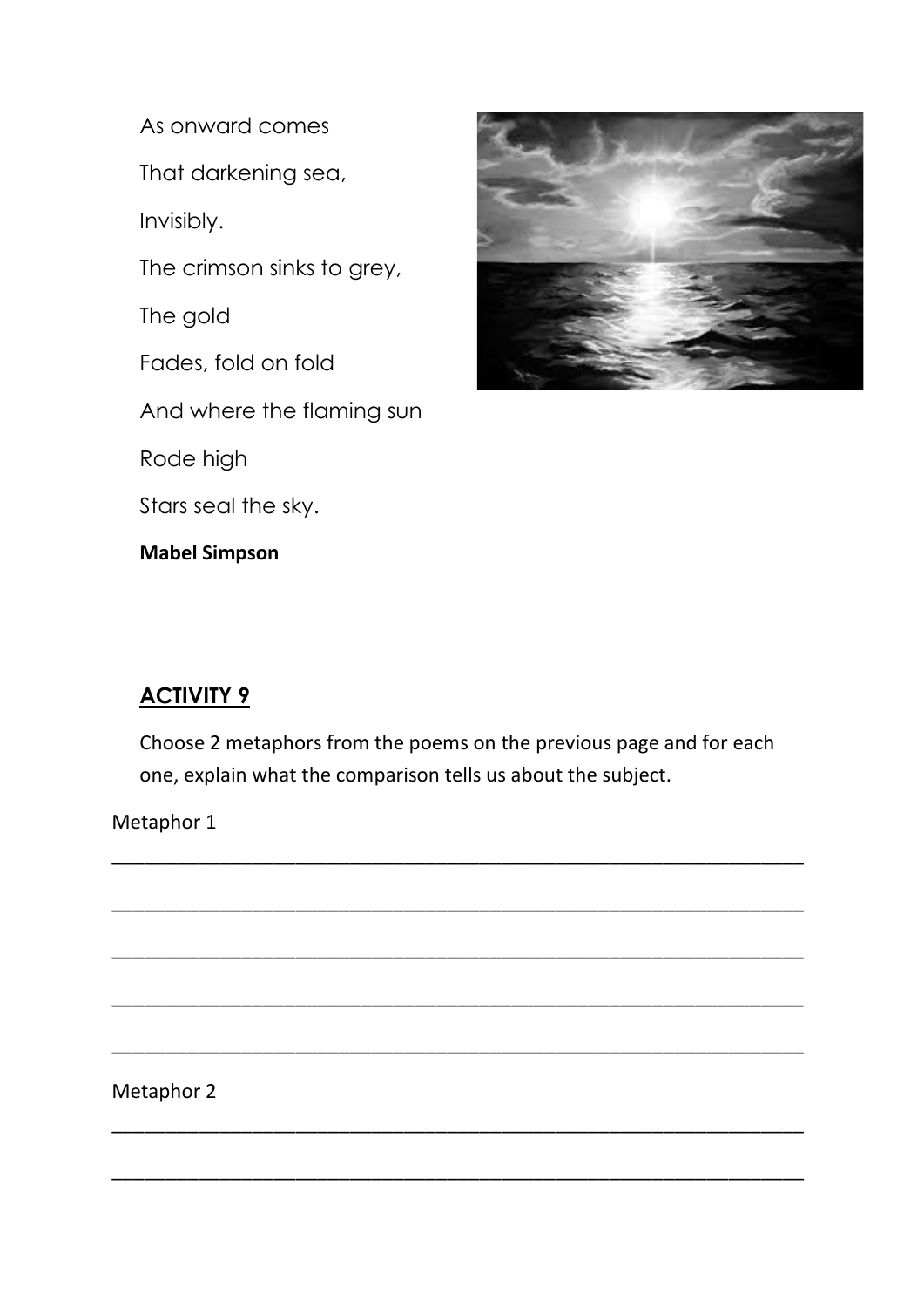As onward comes

That darkening sea,

Invisibly.

The crimson sinks to grey,

The gold

Fades, fold on fold

And where the flaming sun

Rode high

Stars seal the sky.

**Mabel Simpson**

## ACTIVITY 9

Choose 2 metaphors from the poems on the previous page and for each one, explain what the comparison tells us about the subject.

Metaphor 1

_______________________________________________________________

_______________________________________________________________

_______________________________________________________________

_______________________________________________________________

_______________________________________________________________

Metaphor 2

_______________________________________________________________

_______________________________________________________________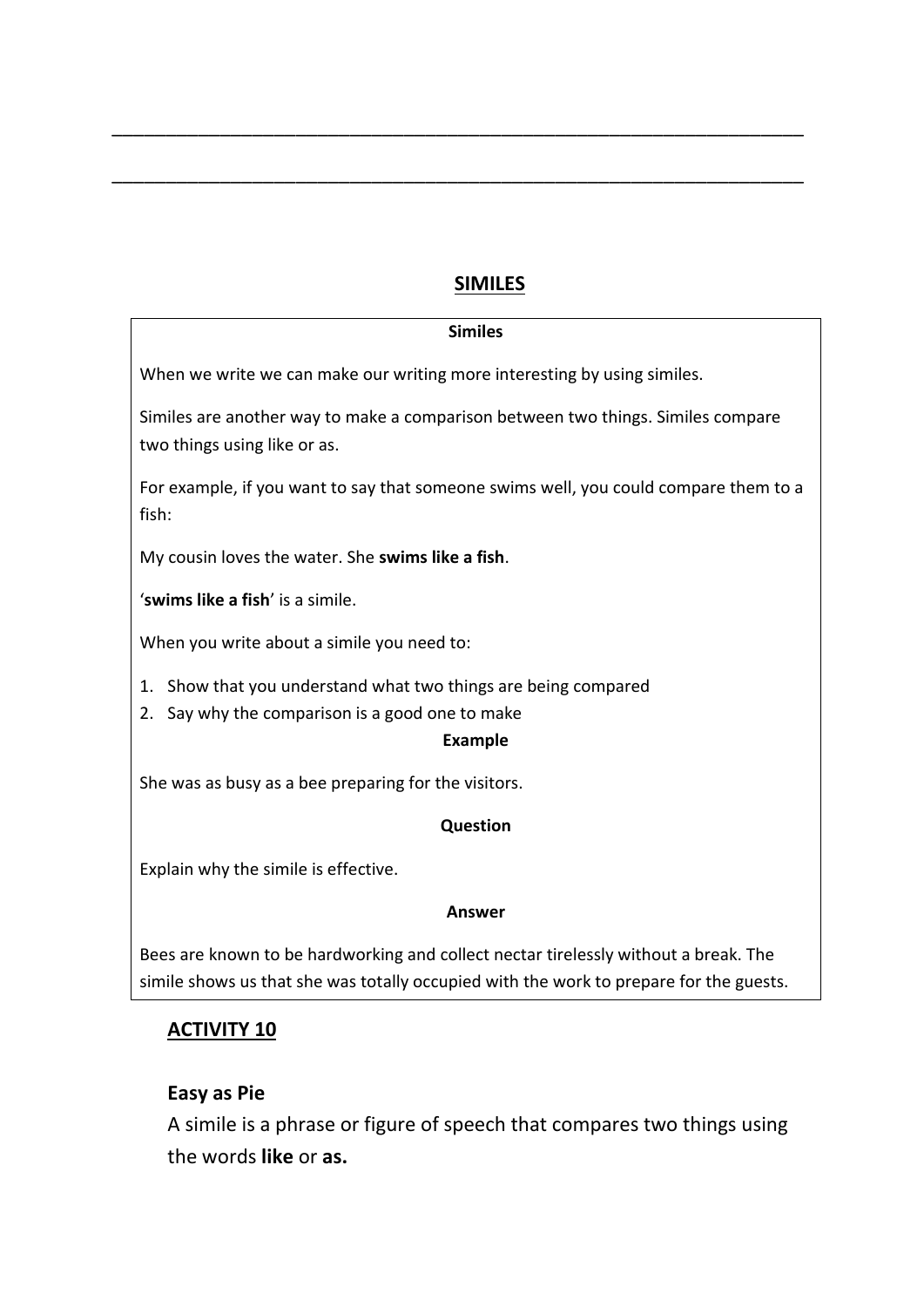\_\_\_\_\_\_\_\_\_\_\_\_\_\_\_\_\_\_\_\_\_\_\_\_\_\_\_\_\_\_\_\_\_\_\_\_\_\_\_\_\_\_\_\_\_\_\_\_\_\_\_\_\_\_\_\_\_\_\_\_\_\_\_\_\_\_

\_\_\_\_\_\_\_\_\_\_\_\_\_\_\_\_\_\_\_\_\_\_\_\_\_\_\_\_\_\_\_\_\_\_\_\_\_\_\_\_\_\_\_\_\_\_\_\_\_\_\_\_\_\_\_\_\_\_\_\_\_\_\_\_\_\_

## SIMILES

**Similes**

When we write we can make our writing more interesting by using similes.

Similes are another way to make a comparison between two things. Similes compare two things using like or as.

For example, if you want to say that someone swims well, you could compare them to a fish:

My cousin loves the water. She **swims like a fish**.

'**swims like a fish**' is a simile.

When you write about a simile you need to:

1. Show that you understand what two things are being compared
2. Say why the comparison is a good one to make

**Example**

She was as busy as a bee preparing for the visitors.

**Question**

Explain why the simile is effective.

**Answer**

Bees are known to be hardworking and collect nectar tirelessly without a break. The simile shows us that she was totally occupied with the work to prepare for the guests.

## ACTIVITY 10

### Easy as Pie

A simile is a phrase or figure of speech that compares two things using the words **like** or **as.**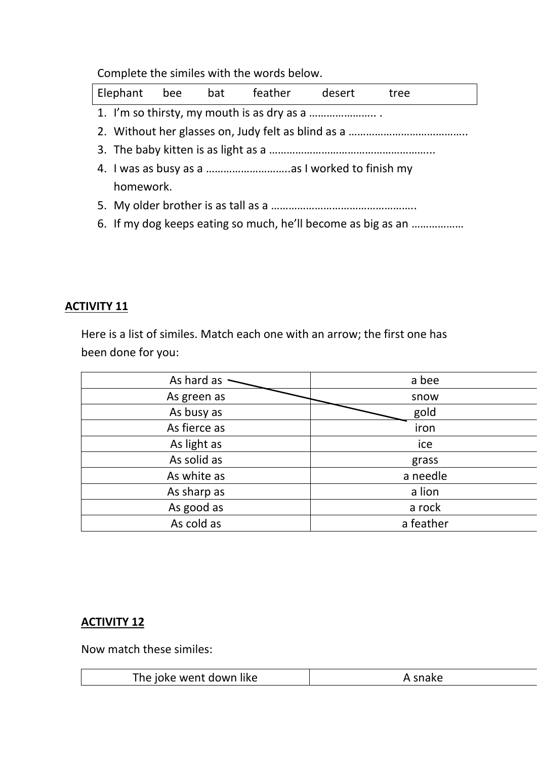Complete the similes with the words below.

| Elephant | bee | bat | feather | desert | tree |
|---|---|---|---|---|---|

1. I'm so thirsty, my mouth is as dry as a ………………….. .
2. Without her glasses on, Judy felt as blind as a …………………………………..
3. The baby kitten is as light as a ………………………………………………..
4. I was as busy as a ……………………….as I worked to finish my homework.
5. My older brother is as tall as a …………………………………………..
6. If my dog keeps eating so much, he'll become as big as an ………………

## ACTIVITY 11

Here is a list of similes. Match each one with an arrow; the first one has been done for you:

| | |
|---|---|
| As hard as | a bee |
| As green as | snow |
| As busy as | gold |
| As fierce as | iron |
| As light as | ice |
| As solid as | grass |
| As white as | a needle |
| As sharp as | a lion |
| As good as | a rock |
| As cold as | a feather |

## ACTIVITY 12

Now match these similes:

| | |
|---|---|
| The joke went down like | A snake |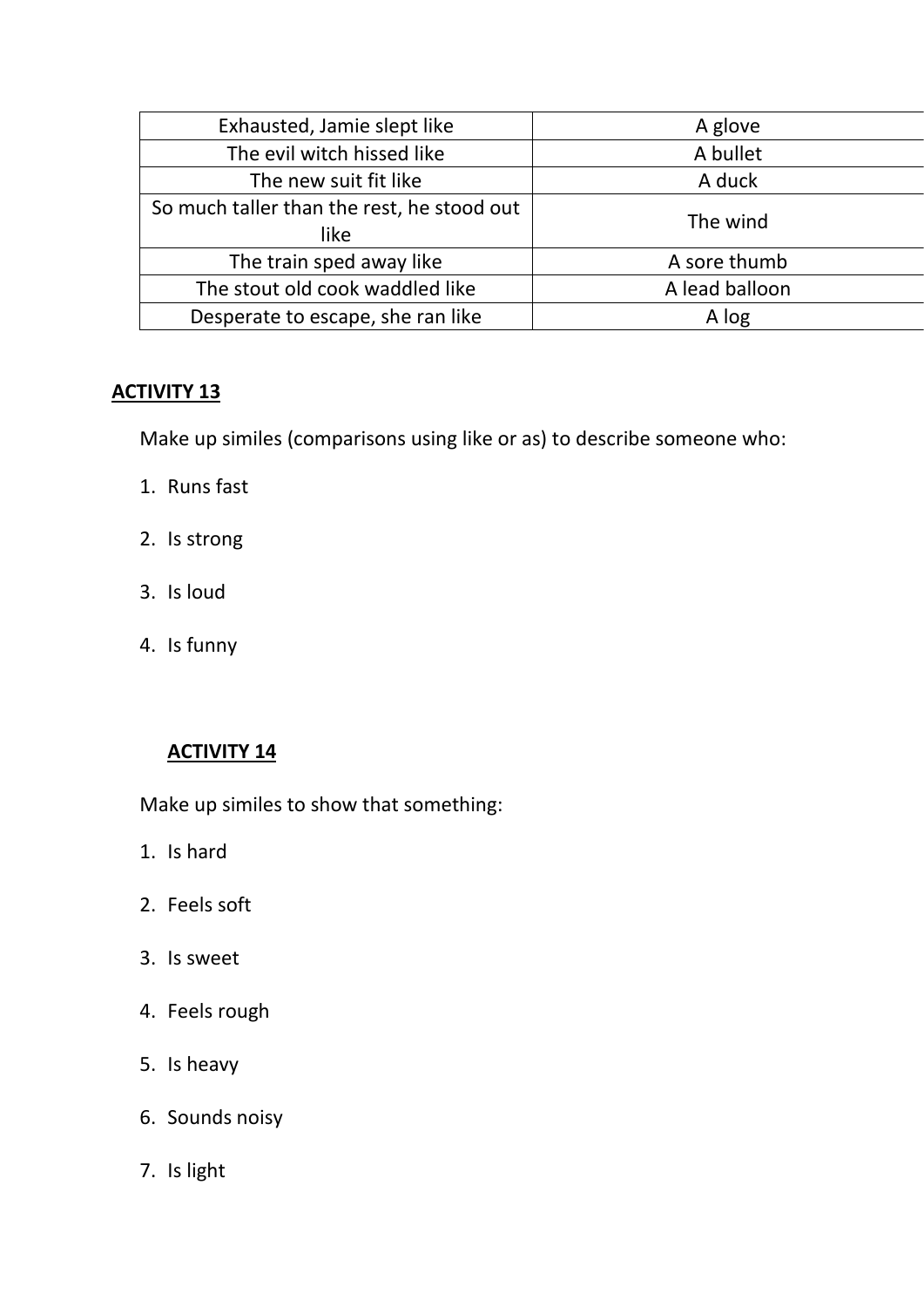| | |
|---|---|
| Exhausted, Jamie slept like | A glove |
| The evil witch hissed like | A bullet |
| The new suit fit like | A duck |
| So much taller than the rest, he stood out like | The wind |
| The train sped away like | A sore thumb |
| The stout old cook waddled like | A lead balloon |
| Desperate to escape, she ran like | A log |

## ACTIVITY 13

Make up similes (comparisons using like or as) to describe someone who:

1. Runs fast
2. Is strong
3. Is loud
4. Is funny

## ACTIVITY 14

Make up similes to show that something:

1. Is hard
2. Feels soft
3. Is sweet
4. Feels rough
5. Is heavy
6. Sounds noisy
7. Is light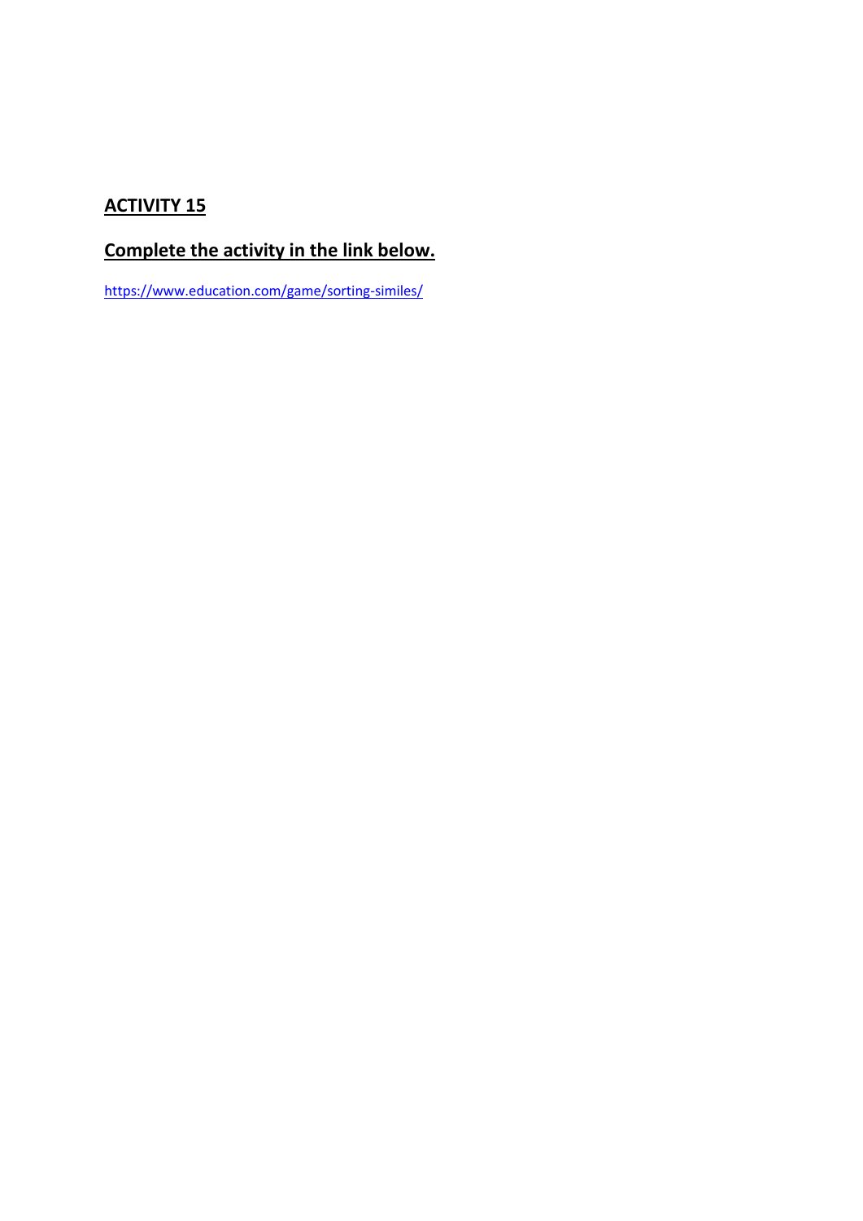## **ACTIVITY 15**

## **Complete the activity in the link below.**

https://www.education.com/game/sorting-similes/